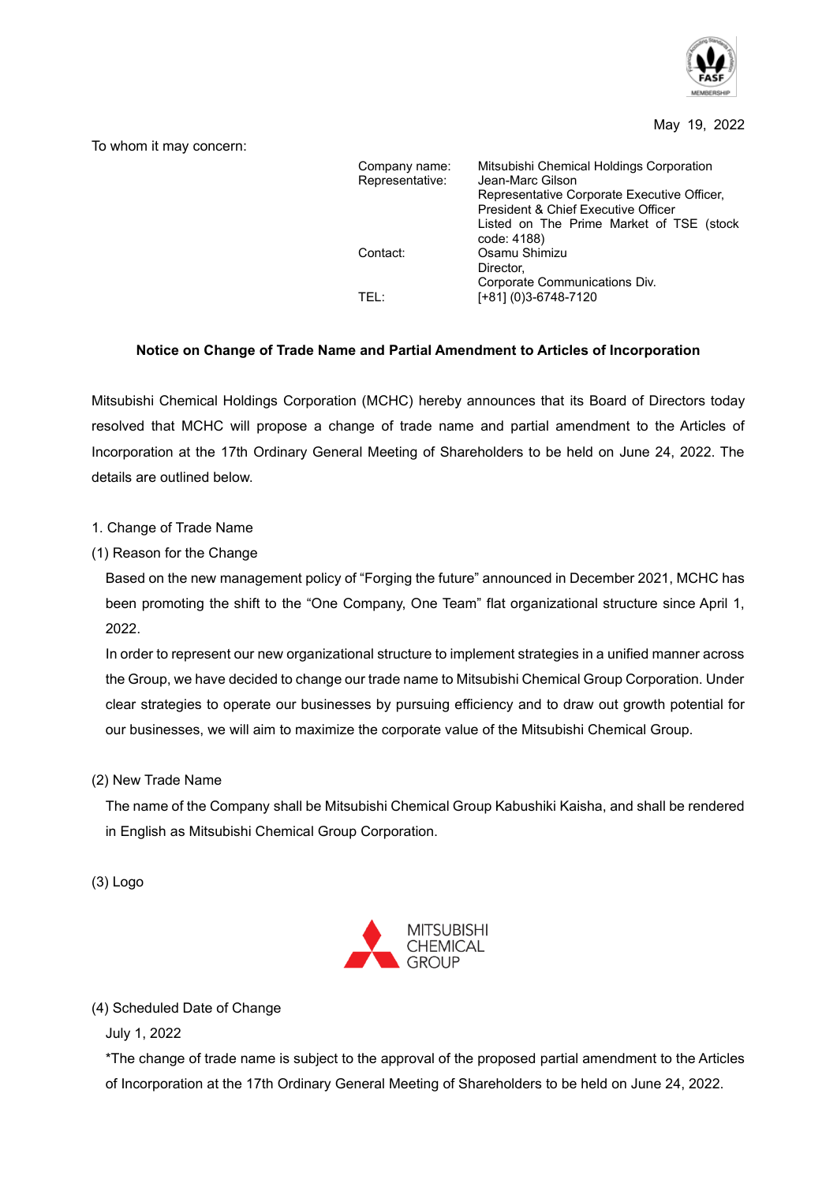May 19, 2022

To whom it may concern:

| | |
|---|---|
| Company name: | Mitsubishi Chemical Holdings Corporation |
| Representative: | Jean-Marc Gilson<br>Representative Corporate Executive Officer,<br>President & Chief Executive Officer<br>Listed on The Prime Market of TSE (stock code: 4188) |
| Contact: | Osamu Shimizu<br>Director,<br>Corporate Communications Div. |
| TEL: | [+81] (0)3-6748-7120 |

**Notice on Change of Trade Name and Partial Amendment to Articles of Incorporation**

Mitsubishi Chemical Holdings Corporation (MCHC) hereby announces that its Board of Directors today resolved that MCHC will propose a change of trade name and partial amendment to the Articles of Incorporation at the 17th Ordinary General Meeting of Shareholders to be held on June 24, 2022. The details are outlined below.

1. Change of Trade Name

(1) Reason for the Change

Based on the new management policy of "Forging the future" announced in December 2021, MCHC has been promoting the shift to the "One Company, One Team" flat organizational structure since April 1, 2022.

In order to represent our new organizational structure to implement strategies in a unified manner across the Group, we have decided to change our trade name to Mitsubishi Chemical Group Corporation. Under clear strategies to operate our businesses by pursuing efficiency and to draw out growth potential for our businesses, we will aim to maximize the corporate value of the Mitsubishi Chemical Group.

(2) New Trade Name

The name of the Company shall be Mitsubishi Chemical Group Kabushiki Kaisha, and shall be rendered in English as Mitsubishi Chemical Group Corporation.

(3) Logo

MITSUBISHI CHEMICAL GROUP

(4) Scheduled Date of Change

July 1, 2022

*The change of trade name is subject to the approval of the proposed partial amendment to the Articles of Incorporation at the 17th Ordinary General Meeting of Shareholders to be held on June 24, 2022.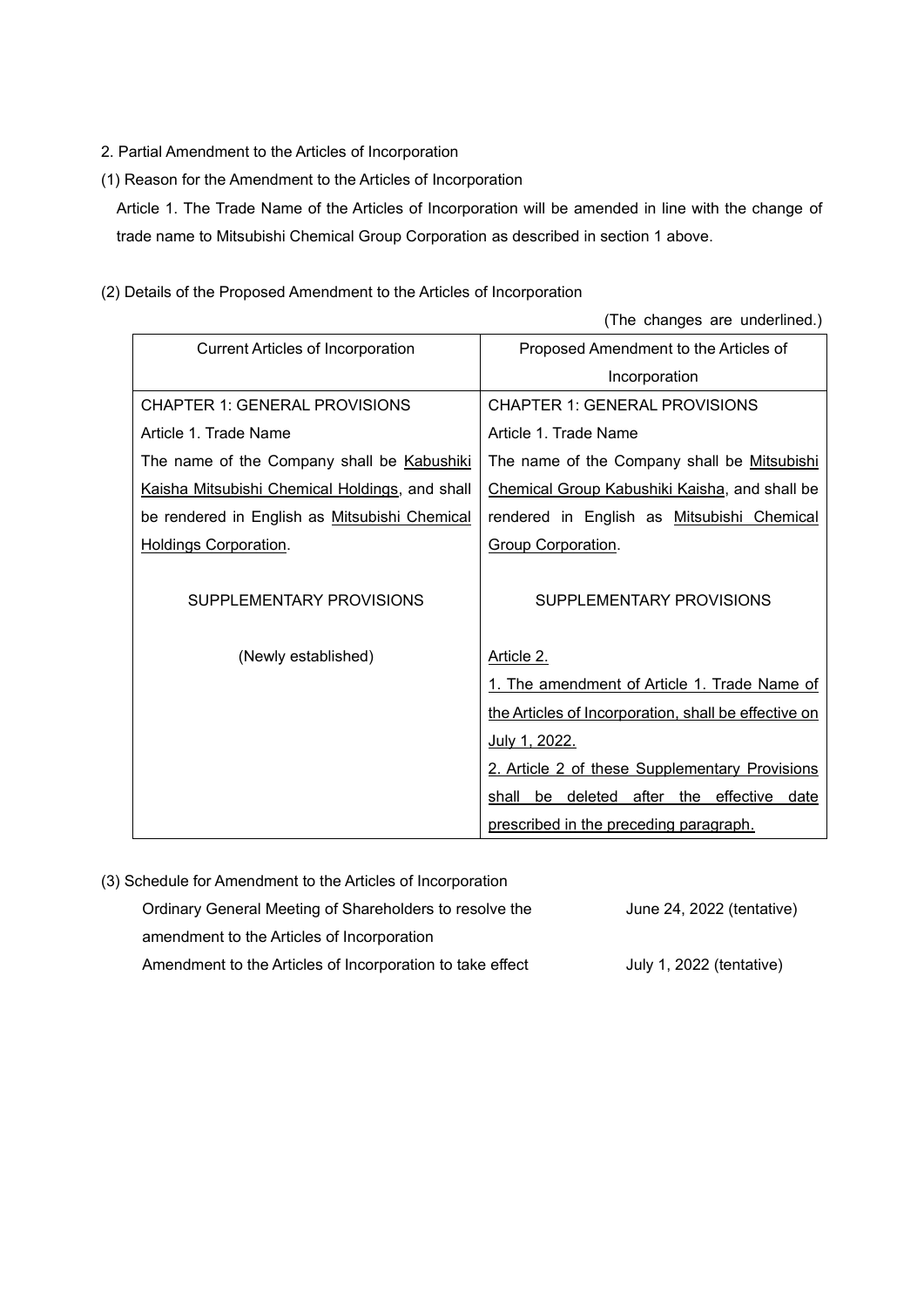2. Partial Amendment to the Articles of Incorporation

(1) Reason for the Amendment to the Articles of Incorporation

Article 1. The Trade Name of the Articles of Incorporation will be amended in line with the change of trade name to Mitsubishi Chemical Group Corporation as described in section 1 above.

(2) Details of the Proposed Amendment to the Articles of Incorporation

(The changes are underlined.)

| Current Articles of Incorporation | Proposed Amendment to the Articles of Incorporation |
|---|---|
| CHAPTER 1: GENERAL PROVISIONS | CHAPTER 1: GENERAL PROVISIONS |
| Article 1. Trade Name | Article 1. Trade Name |
| The name of the Company shall be <u>Kabushiki Kaisha Mitsubishi Chemical Holdings</u>, and shall be rendered in English as <u>Mitsubishi Chemical Holdings Corporation</u>. | The name of the Company shall be <u>Mitsubishi Chemical Group Kabushiki Kaisha</u>, and shall be rendered in English as <u>Mitsubishi Chemical Group Corporation</u>. |
| SUPPLEMENTARY PROVISIONS | SUPPLEMENTARY PROVISIONS |
| (Newly established) | <u>Article 2.</u><br><u>1. The amendment of Article 1. Trade Name of the Articles of Incorporation, shall be effective on July 1, 2022.</u><br><u>2. Article 2 of these Supplementary Provisions shall be deleted after the effective date prescribed in the preceding paragraph.</u> |

(3) Schedule for Amendment to the Articles of Incorporation

| | |
|---|---|
| Ordinary General Meeting of Shareholders to resolve the amendment to the Articles of Incorporation | June 24, 2022 (tentative) |
| Amendment to the Articles of Incorporation to take effect | July 1, 2022 (tentative) |